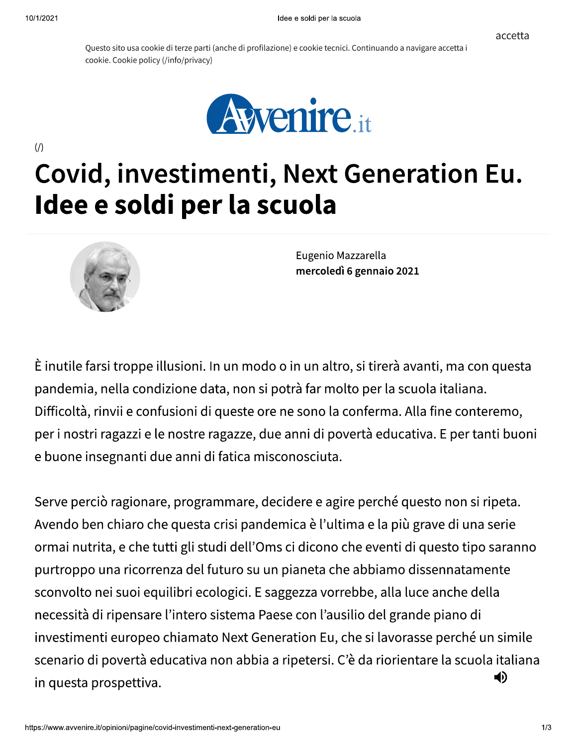# Covid, investimenti, Next Generation Eu. Idee e soldi per la scuola

Eugenio Mazzarella
**mercoledì 6 gennaio 2021**

È inutile farsi troppe illusioni. In un modo o in un altro, si tirerà avanti, ma con questa pandemia, nella condizione data, non si potrà far molto per la scuola italiana. Difficoltà, rinvii e confusioni di queste ore ne sono la conferma. Alla fine conteremo, per i nostri ragazzi e le nostre ragazze, due anni di povertà educativa. E per tanti buoni e buone insegnanti due anni di fatica misconosciuta.

Serve perciò ragionare, programmare, decidere e agire perché questo non si ripeta. Avendo ben chiaro che questa crisi pandemica è l'ultima e la più grave di una serie ormai nutrita, e che tutti gli studi dell'Oms ci dicono che eventi di questo tipo saranno purtroppo una ricorrenza del futuro su un pianeta che abbiamo dissennatamente sconvolto nei suoi equilibri ecologici. E saggezza vorrebbe, alla luce anche della necessità di ripensare l'intero sistema Paese con l'ausilio del grande piano di investimenti europeo chiamato Next Generation Eu, che si lavorasse perché un simile scenario di povertà educativa non abbia a ripetersi. C'è da riorientare la scuola italiana in questa prospettiva.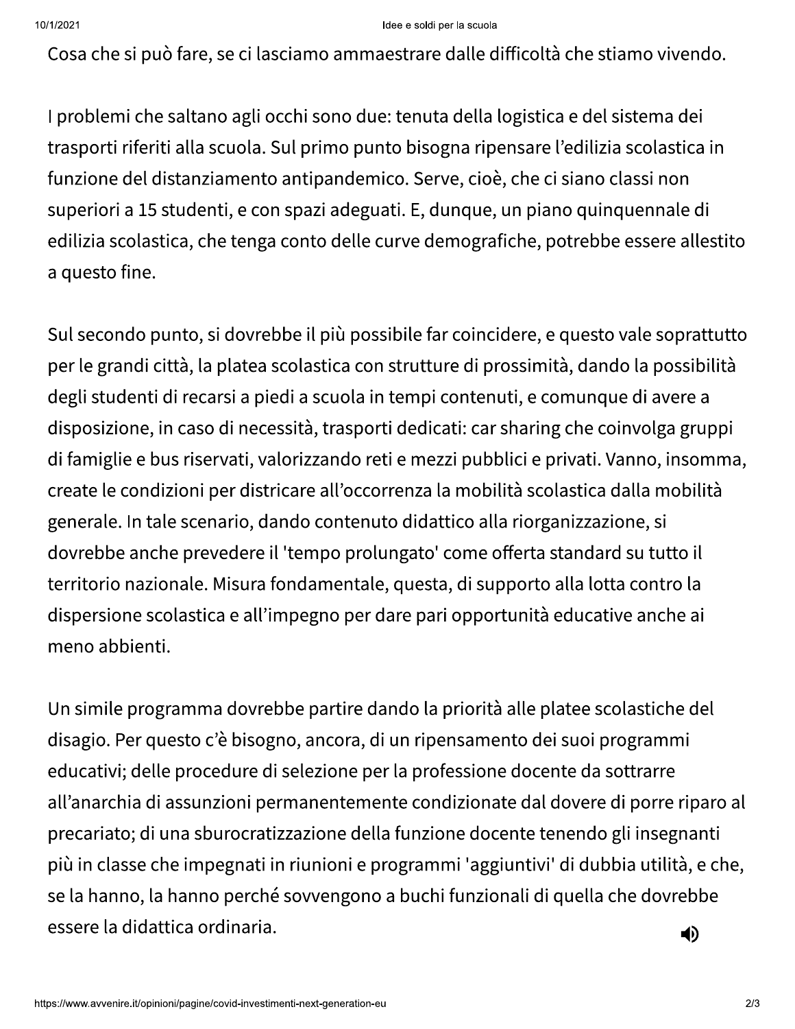Cosa che si può fare, se ci lasciamo ammaestrare dalle difficoltà che stiamo vivendo.

I problemi che saltano agli occhi sono due: tenuta della logistica e del sistema dei trasporti riferiti alla scuola. Sul primo punto bisogna ripensare l'edilizia scolastica in funzione del distanziamento antipandemico. Serve, cioè, che ci siano classi non superiori a 15 studenti, e con spazi adeguati. E, dunque, un piano quinquennale di edilizia scolastica, che tenga conto delle curve demografiche, potrebbe essere allestito a questo fine.

Sul secondo punto, si dovrebbe il più possibile far coincidere, e questo vale soprattutto per le grandi città, la platea scolastica con strutture di prossimità, dando la possibilità degli studenti di recarsi a piedi a scuola in tempi contenuti, e comunque di avere a disposizione, in caso di necessità, trasporti dedicati: car sharing che coinvolga gruppi di famiglie e bus riservati, valorizzando reti e mezzi pubblici e privati. Vanno, insomma, create le condizioni per districare all'occorrenza la mobilità scolastica dalla mobilità generale. In tale scenario, dando contenuto didattico alla riorganizzazione, si dovrebbe anche prevedere il 'tempo prolungato' come offerta standard su tutto il territorio nazionale. Misura fondamentale, questa, di supporto alla lotta contro la dispersione scolastica e all'impegno per dare pari opportunità educative anche ai meno abbienti.

Un simile programma dovrebbe partire dando la priorità alle platee scolastiche del disagio. Per questo c'è bisogno, ancora, di un ripensamento dei suoi programmi educativi; delle procedure di selezione per la professione docente da sottrarre all'anarchia di assunzioni permanentemente condizionate dal dovere di porre riparo al precariato; di una sburocratizzazione della funzione docente tenendo gli insegnanti più in classe che impegnati in riunioni e programmi 'aggiuntivi' di dubbia utilità, e che, se la hanno, la hanno perché sovvengono a buchi funzionali di quella che dovrebbe essere la didattica ordinaria.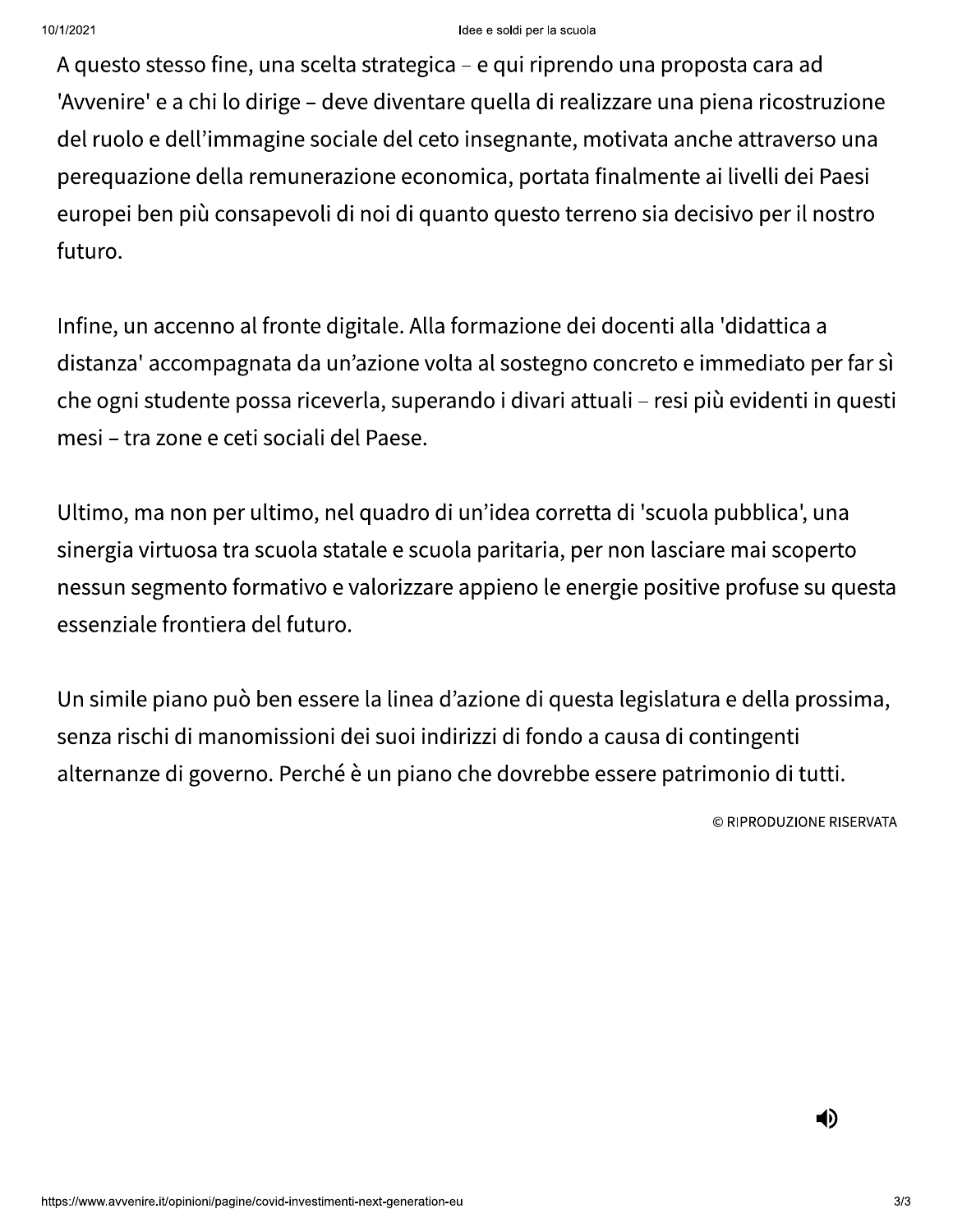A questo stesso fine, una scelta strategica – e qui riprendo una proposta cara ad 'Avvenire' e a chi lo dirige – deve diventare quella di realizzare una piena ricostruzione del ruolo e dell'immagine sociale del ceto insegnante, motivata anche attraverso una perequazione della remunerazione economica, portata finalmente ai livelli dei Paesi europei ben più consapevoli di noi di quanto questo terreno sia decisivo per il nostro futuro.

Infine, un accenno al fronte digitale. Alla formazione dei docenti alla 'didattica a distanza' accompagnata da un'azione volta al sostegno concreto e immediato per far sì che ogni studente possa riceverla, superando i divari attuali – resi più evidenti in questi mesi – tra zone e ceti sociali del Paese.

Ultimo, ma non per ultimo, nel quadro di un'idea corretta di 'scuola pubblica', una sinergia virtuosa tra scuola statale e scuola paritaria, per non lasciare mai scoperto nessun segmento formativo e valorizzare appieno le energie positive profuse su questa essenziale frontiera del futuro.

Un simile piano può ben essere la linea d'azione di questa legislatura e della prossima, senza rischi di manomissioni dei suoi indirizzi di fondo a causa di contingenti alternanze di governo. Perché è un piano che dovrebbe essere patrimonio di tutti.

© RIPRODUZIONE RISERVATA